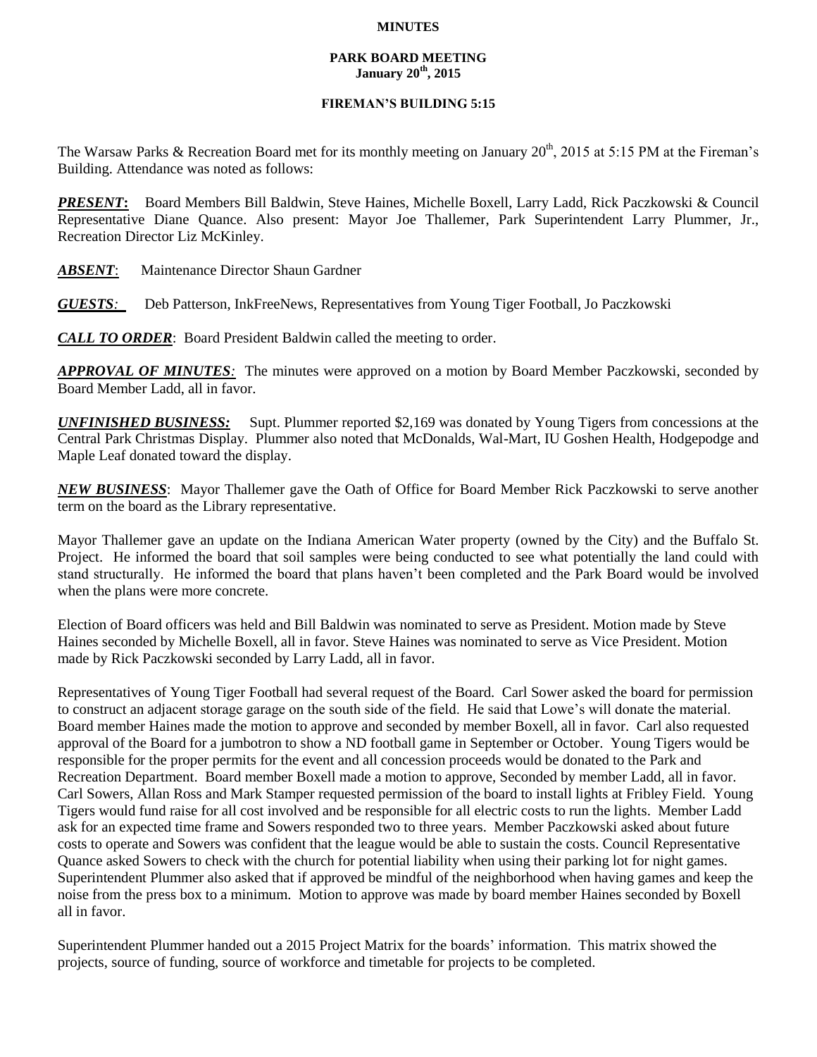# MINUTES

## PARK BOARD MEETING
## January 20th, 2015

### FIREMAN'S BUILDING 5:15

The Warsaw Parks & Recreation Board met for its monthly meeting on January 20th, 2015 at 5:15 PM at the Fireman's Building. Attendance was noted as follows:

***PRESENT*:** Board Members Bill Baldwin, Steve Haines, Michelle Boxell, Larry Ladd, Rick Paczkowski & Council Representative Diane Quance. Also present: Mayor Joe Thallemer, Park Superintendent Larry Plummer, Jr., Recreation Director Liz McKinley.

***ABSENT*:** Maintenance Director Shaun Gardner

***GUESTS*:** Deb Patterson, InkFreeNews, Representatives from Young Tiger Football, Jo Paczkowski

***CALL TO ORDER*:** Board President Baldwin called the meeting to order.

***APPROVAL OF MINUTES*:** The minutes were approved on a motion by Board Member Paczkowski, seconded by Board Member Ladd, all in favor.

***UNFINISHED BUSINESS:*** Supt. Plummer reported $2,169 was donated by Young Tigers from concessions at the Central Park Christmas Display. Plummer also noted that McDonalds, Wal-Mart, IU Goshen Health, Hodgepodge and Maple Leaf donated toward the display.

***NEW BUSINESS*:** Mayor Thallemer gave the Oath of Office for Board Member Rick Paczkowski to serve another term on the board as the Library representative.

Mayor Thallemer gave an update on the Indiana American Water property (owned by the City) and the Buffalo St. Project. He informed the board that soil samples were being conducted to see what potentially the land could with stand structurally. He informed the board that plans haven't been completed and the Park Board would be involved when the plans were more concrete.

Election of Board officers was held and Bill Baldwin was nominated to serve as President. Motion made by Steve Haines seconded by Michelle Boxell, all in favor. Steve Haines was nominated to serve as Vice President. Motion made by Rick Paczkowski seconded by Larry Ladd, all in favor.

Representatives of Young Tiger Football had several request of the Board. Carl Sower asked the board for permission to construct an adjacent storage garage on the south side of the field. He said that Lowe's will donate the material. Board member Haines made the motion to approve and seconded by member Boxell, all in favor. Carl also requested approval of the Board for a jumbotron to show a ND football game in September or October. Young Tigers would be responsible for the proper permits for the event and all concession proceeds would be donated to the Park and Recreation Department. Board member Boxell made a motion to approve, Seconded by member Ladd, all in favor. Carl Sowers, Allan Ross and Mark Stamper requested permission of the board to install lights at Fribley Field. Young Tigers would fund raise for all cost involved and be responsible for all electric costs to run the lights. Member Ladd ask for an expected time frame and Sowers responded two to three years. Member Paczkowski asked about future costs to operate and Sowers was confident that the league would be able to sustain the costs. Council Representative Quance asked Sowers to check with the church for potential liability when using their parking lot for night games. Superintendent Plummer also asked that if approved be mindful of the neighborhood when having games and keep the noise from the press box to a minimum. Motion to approve was made by board member Haines seconded by Boxell all in favor.

Superintendent Plummer handed out a 2015 Project Matrix for the boards' information. This matrix showed the projects, source of funding, source of workforce and timetable for projects to be completed.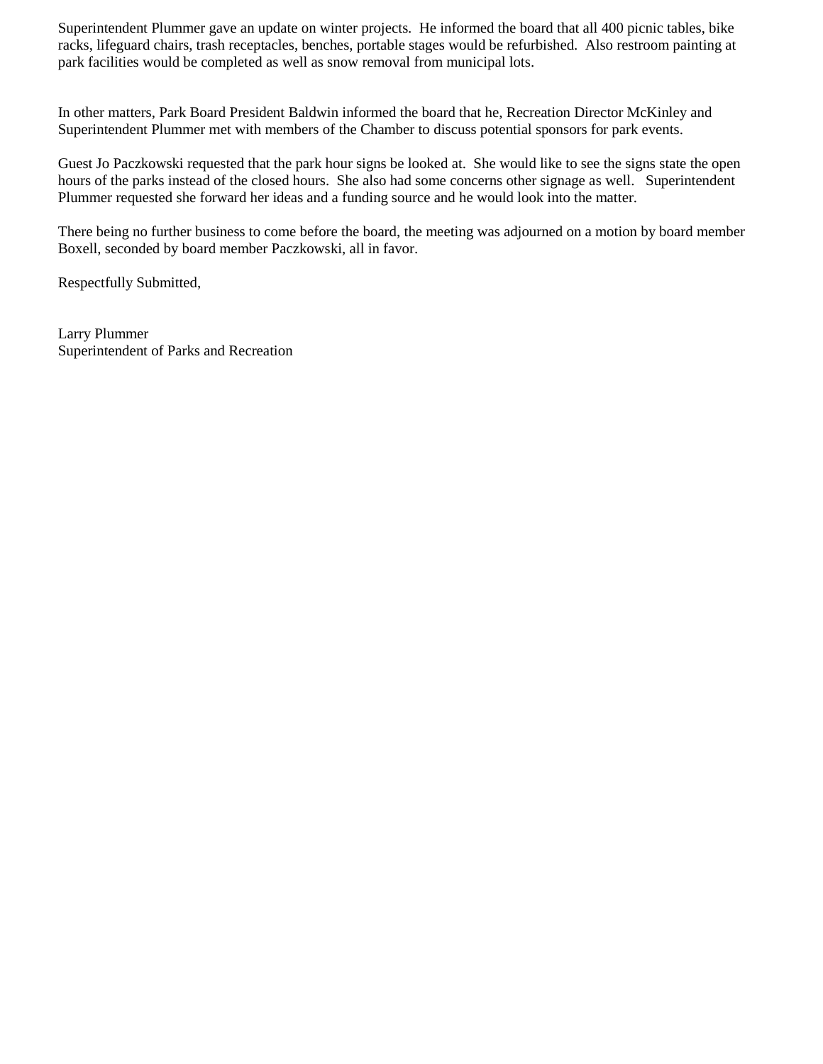Superintendent Plummer gave an update on winter projects. He informed the board that all 400 picnic tables, bike racks, lifeguard chairs, trash receptacles, benches, portable stages would be refurbished. Also restroom painting at park facilities would be completed as well as snow removal from municipal lots.

In other matters, Park Board President Baldwin informed the board that he, Recreation Director McKinley and Superintendent Plummer met with members of the Chamber to discuss potential sponsors for park events.

Guest Jo Paczkowski requested that the park hour signs be looked at. She would like to see the signs state the open hours of the parks instead of the closed hours. She also had some concerns other signage as well. Superintendent Plummer requested she forward her ideas and a funding source and he would look into the matter.

There being no further business to come before the board, the meeting was adjourned on a motion by board member Boxell, seconded by board member Paczkowski, all in favor.

Respectfully Submitted,

Larry Plummer
Superintendent of Parks and Recreation